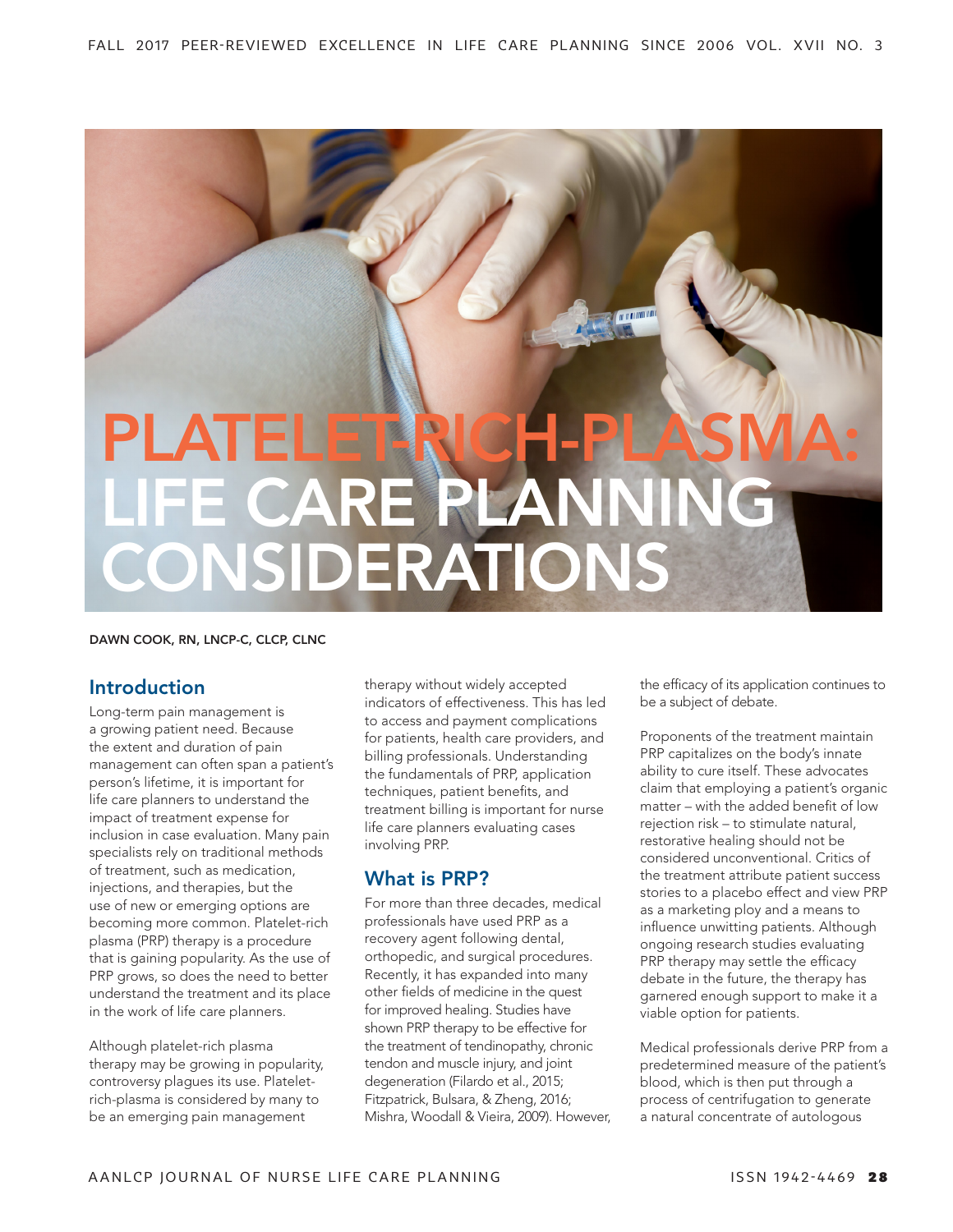# PLATELET-RICH-PLASMA: LIFE CARE PLANNING CONSIDERATIONS

DAWN COOK, RN, LNCP-C, CLCP, CLNC

## Introduction

Long-term pain management is a growing patient need. Because the extent and duration of pain management can often span a patient's person's lifetime, it is important for life care planners to understand the impact of treatment expense for inclusion in case evaluation. Many pain specialists rely on traditional methods of treatment, such as medication, injections, and therapies, but the use of new or emerging options are becoming more common. Platelet-rich plasma (PRP) therapy is a procedure that is gaining popularity. As the use of PRP grows, so does the need to better understand the treatment and its place in the work of life care planners.

Although platelet-rich plasma therapy may be growing in popularity, controversy plagues its use. Platelet-rich-plasma is considered by many to be an emerging pain management therapy without widely accepted indicators of effectiveness. This has led to access and payment complications for patients, health care providers, and billing professionals. Understanding the fundamentals of PRP, application techniques, patient benefits, and treatment billing is important for nurse life care planners evaluating cases involving PRP.

## What is PRP?

For more than three decades, medical professionals have used PRP as a recovery agent following dental, orthopedic, and surgical procedures. Recently, it has expanded into many other fields of medicine in the quest for improved healing. Studies have shown PRP therapy to be effective for the treatment of tendinopathy, chronic tendon and muscle injury, and joint degeneration (Filardo et al., 2015; Fitzpatrick, Bulsara, & Zheng, 2016; Mishra, Woodall & Vieira, 2009). However, the efficacy of its application continues to be a subject of debate.

Proponents of the treatment maintain PRP capitalizes on the body's innate ability to cure itself. These advocates claim that employing a patient's organic matter – with the added benefit of low rejection risk – to stimulate natural, restorative healing should not be considered unconventional. Critics of the treatment attribute patient success stories to a placebo effect and view PRP as a marketing ploy and a means to influence unwitting patients. Although ongoing research studies evaluating PRP therapy may settle the efficacy debate in the future, the therapy has garnered enough support to make it a viable option for patients.

Medical professionals derive PRP from a predetermined measure of the patient's blood, which is then put through a process of centrifugation to generate a natural concentrate of autologous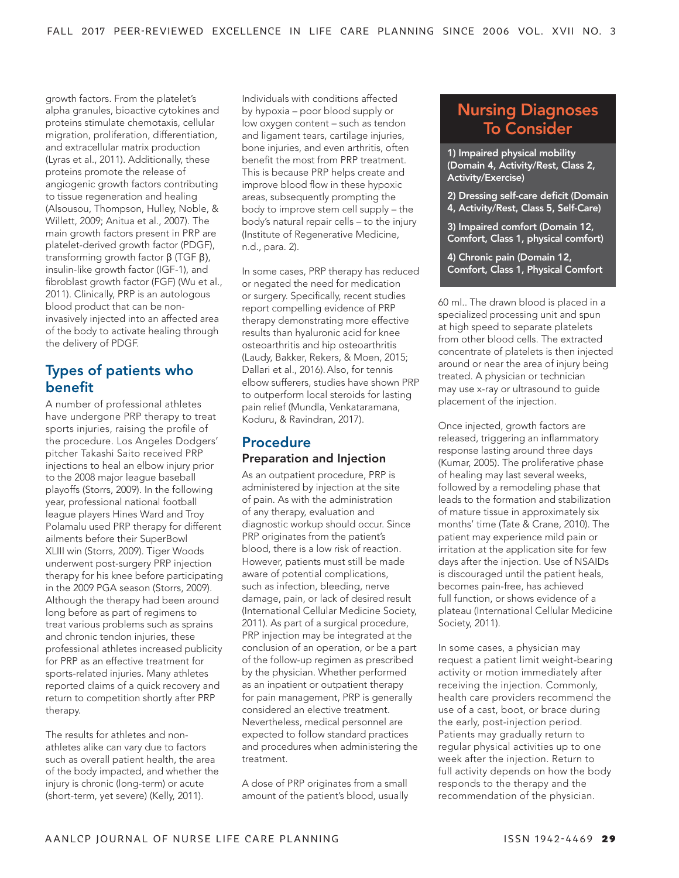growth factors. From the platelet's alpha granules, bioactive cytokines and proteins stimulate chemotaxis, cellular migration, proliferation, differentiation, and extracellular matrix production (Lyras et al., 2011). Additionally, these proteins promote the release of angiogenic growth factors contributing to tissue regeneration and healing (Alsousou, Thompson, Hulley, Noble, & Willett, 2009; Anitua et al., 2007). The main growth factors present in PRP are platelet-derived growth factor (PDGF), transforming growth factor β (TGF β), insulin-like growth factor (IGF-1), and fibroblast growth factor (FGF) (Wu et al., 2011). Clinically, PRP is an autologous blood product that can be non-invasively injected into an affected area of the body to activate healing through the delivery of PDGF.

## Types of patients who benefit

A number of professional athletes have undergone PRP therapy to treat sports injuries, raising the profile of the procedure. Los Angeles Dodgers' pitcher Takashi Saito received PRP injections to heal an elbow injury prior to the 2008 major league baseball playoffs (Storrs, 2009). In the following year, professional national football league players Hines Ward and Troy Polamalu used PRP therapy for different ailments before their SuperBowl XLIII win (Storrs, 2009). Tiger Woods underwent post-surgery PRP injection therapy for his knee before participating in the 2009 PGA season (Storrs, 2009). Although the therapy had been around long before as part of regimens to treat various problems such as sprains and chronic tendon injuries, these professional athletes increased publicity for PRP as an effective treatment for sports-related injuries. Many athletes reported claims of a quick recovery and return to competition shortly after PRP therapy.

The results for athletes and non-athletes alike can vary due to factors such as overall patient health, the area of the body impacted, and whether the injury is chronic (long-term) or acute (short-term, yet severe) (Kelly, 2011).

Individuals with conditions affected by hypoxia – poor blood supply or low oxygen content – such as tendon and ligament tears, cartilage injuries, bone injuries, and even arthritis, often benefit the most from PRP treatment. This is because PRP helps create and improve blood flow in these hypoxic areas, subsequently prompting the body to improve stem cell supply – the body's natural repair cells – to the injury (Institute of Regenerative Medicine, n.d., para. 2).

In some cases, PRP therapy has reduced or negated the need for medication or surgery. Specifically, recent studies report compelling evidence of PRP therapy demonstrating more effective results than hyaluronic acid for knee osteoarthritis and hip osteoarthritis (Laudy, Bakker, Rekers, & Moen, 2015; Dallari et al., 2016). Also, for tennis elbow sufferers, studies have shown PRP to outperform local steroids for lasting pain relief (Mundla, Venkataramana, Koduru, & Ravindran, 2017).

## Procedure

### Preparation and Injection

As an outpatient procedure, PRP is administered by injection at the site of pain. As with the administration of any therapy, evaluation and diagnostic workup should occur. Since PRP originates from the patient's blood, there is a low risk of reaction. However, patients must still be made aware of potential complications, such as infection, bleeding, nerve damage, pain, or lack of desired result (International Cellular Medicine Society, 2011). As part of a surgical procedure, PRP injection may be integrated at the conclusion of an operation, or be a part of the follow-up regimen as prescribed by the physician. Whether performed as an inpatient or outpatient therapy for pain management, PRP is generally considered an elective treatment. Nevertheless, medical personnel are expected to follow standard practices and procedures when administering the treatment.

A dose of PRP originates from a small amount of the patient's blood, usually 60 ml.. The drawn blood is placed in a specialized processing unit and spun at high speed to separate platelets from other blood cells. The extracted concentrate of platelets is then injected around or near the area of injury being treated. A physician or technician may use x-ray or ultrasound to guide placement of the injection.

Once injected, growth factors are released, triggering an inflammatory response lasting around three days (Kumar, 2005). The proliferative phase of healing may last several weeks, followed by a remodeling phase that leads to the formation and stabilization of mature tissue in approximately six months' time (Tate & Crane, 2010). The patient may experience mild pain or irritation at the application site for few days after the injection. Use of NSAIDs is discouraged until the patient heals, becomes pain-free, has achieved full function, or shows evidence of a plateau (International Cellular Medicine Society, 2011).

In some cases, a physician may request a patient limit weight-bearing activity or motion immediately after receiving the injection. Commonly, health care providers recommend the use of a cast, boot, or brace during the early, post-injection period. Patients may gradually return to regular physical activities up to one week after the injection. Return to full activity depends on how the body responds to the therapy and the recommendation of the physician.

## Nursing Diagnoses To Consider

**1) Impaired physical mobility (Domain 4, Activity/Rest, Class 2, Activity/Exercise)**

**2) Dressing self-care deficit (Domain 4, Activity/Rest, Class 5, Self-Care)**

**3) Impaired comfort (Domain 12, Comfort, Class 1, physical comfort)**

**4) Chronic pain (Domain 12, Comfort, Class 1, Physical Comfort**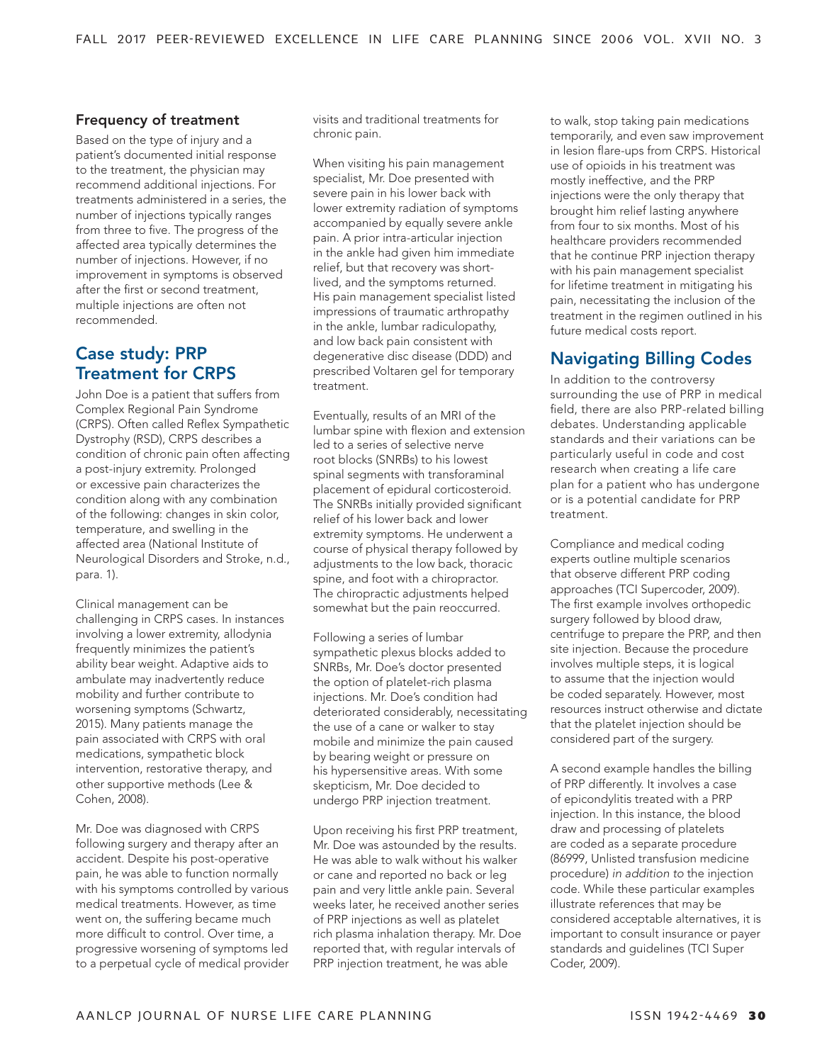### Frequency of treatment

Based on the type of injury and a patient's documented initial response to the treatment, the physician may recommend additional injections. For treatments administered in a series, the number of injections typically ranges from three to five. The progress of the affected area typically determines the number of injections. However, if no improvement in symptoms is observed after the first or second treatment, multiple injections are often not recommended.

## Case study: PRP Treatment for CRPS

John Doe is a patient that suffers from Complex Regional Pain Syndrome (CRPS). Often called Reflex Sympathetic Dystrophy (RSD), CRPS describes a condition of chronic pain often affecting a post-injury extremity. Prolonged or excessive pain characterizes the condition along with any combination of the following: changes in skin color, temperature, and swelling in the affected area (National Institute of Neurological Disorders and Stroke, n.d., para. 1).

Clinical management can be challenging in CRPS cases. In instances involving a lower extremity, allodynia frequently minimizes the patient's ability bear weight. Adaptive aids to ambulate may inadvertently reduce mobility and further contribute to worsening symptoms (Schwartz, 2015). Many patients manage the pain associated with CRPS with oral medications, sympathetic block intervention, restorative therapy, and other supportive methods (Lee & Cohen, 2008).

Mr. Doe was diagnosed with CRPS following surgery and therapy after an accident. Despite his post-operative pain, he was able to function normally with his symptoms controlled by various medical treatments. However, as time went on, the suffering became much more difficult to control. Over time, a progressive worsening of symptoms led to a perpetual cycle of medical provider visits and traditional treatments for chronic pain.

When visiting his pain management specialist, Mr. Doe presented with severe pain in his lower back with lower extremity radiation of symptoms accompanied by equally severe ankle pain. A prior intra-articular injection in the ankle had given him immediate relief, but that recovery was short-lived, and the symptoms returned. His pain management specialist listed impressions of traumatic arthropathy in the ankle, lumbar radiculopathy, and low back pain consistent with degenerative disc disease (DDD) and prescribed Voltaren gel for temporary treatment.

Eventually, results of an MRI of the lumbar spine with flexion and extension led to a series of selective nerve root blocks (SNRBs) to his lowest spinal segments with transforaminal placement of epidural corticosteroid. The SNRBs initially provided significant relief of his lower back and lower extremity symptoms. He underwent a course of physical therapy followed by adjustments to the low back, thoracic spine, and foot with a chiropractor. The chiropractic adjustments helped somewhat but the pain reoccurred.

Following a series of lumbar sympathetic plexus blocks added to SNRBs, Mr. Doe's doctor presented the option of platelet-rich plasma injections. Mr. Doe's condition had deteriorated considerably, necessitating the use of a cane or walker to stay mobile and minimize the pain caused by bearing weight or pressure on his hypersensitive areas. With some skepticism, Mr. Doe decided to undergo PRP injection treatment.

Upon receiving his first PRP treatment, Mr. Doe was astounded by the results. He was able to walk without his walker or cane and reported no back or leg pain and very little ankle pain. Several weeks later, he received another series of PRP injections as well as platelet rich plasma inhalation therapy. Mr. Doe reported that, with regular intervals of PRP injection treatment, he was able to walk, stop taking pain medications temporarily, and even saw improvement in lesion flare-ups from CRPS. Historical use of opioids in his treatment was mostly ineffective, and the PRP injections were the only therapy that brought him relief lasting anywhere from four to six months. Most of his healthcare providers recommended that he continue PRP injection therapy with his pain management specialist for lifetime treatment in mitigating his pain, necessitating the inclusion of the treatment in the regimen outlined in his future medical costs report.

## Navigating Billing Codes

In addition to the controversy surrounding the use of PRP in medical field, there are also PRP-related billing debates. Understanding applicable standards and their variations can be particularly useful in code and cost research when creating a life care plan for a patient who has undergone or is a potential candidate for PRP treatment.

Compliance and medical coding experts outline multiple scenarios that observe different PRP coding approaches (TCI Supercoder, 2009). The first example involves orthopedic surgery followed by blood draw, centrifuge to prepare the PRP, and then site injection. Because the procedure involves multiple steps, it is logical to assume that the injection would be coded separately. However, most resources instruct otherwise and dictate that the platelet injection should be considered part of the surgery.

A second example handles the billing of PRP differently. It involves a case of epicondylitis treated with a PRP injection. In this instance, the blood draw and processing of platelets are coded as a separate procedure (86999, Unlisted transfusion medicine procedure) *in addition to* the injection code. While these particular examples illustrate references that may be considered acceptable alternatives, it is important to consult insurance or payer standards and guidelines (TCI Super Coder, 2009).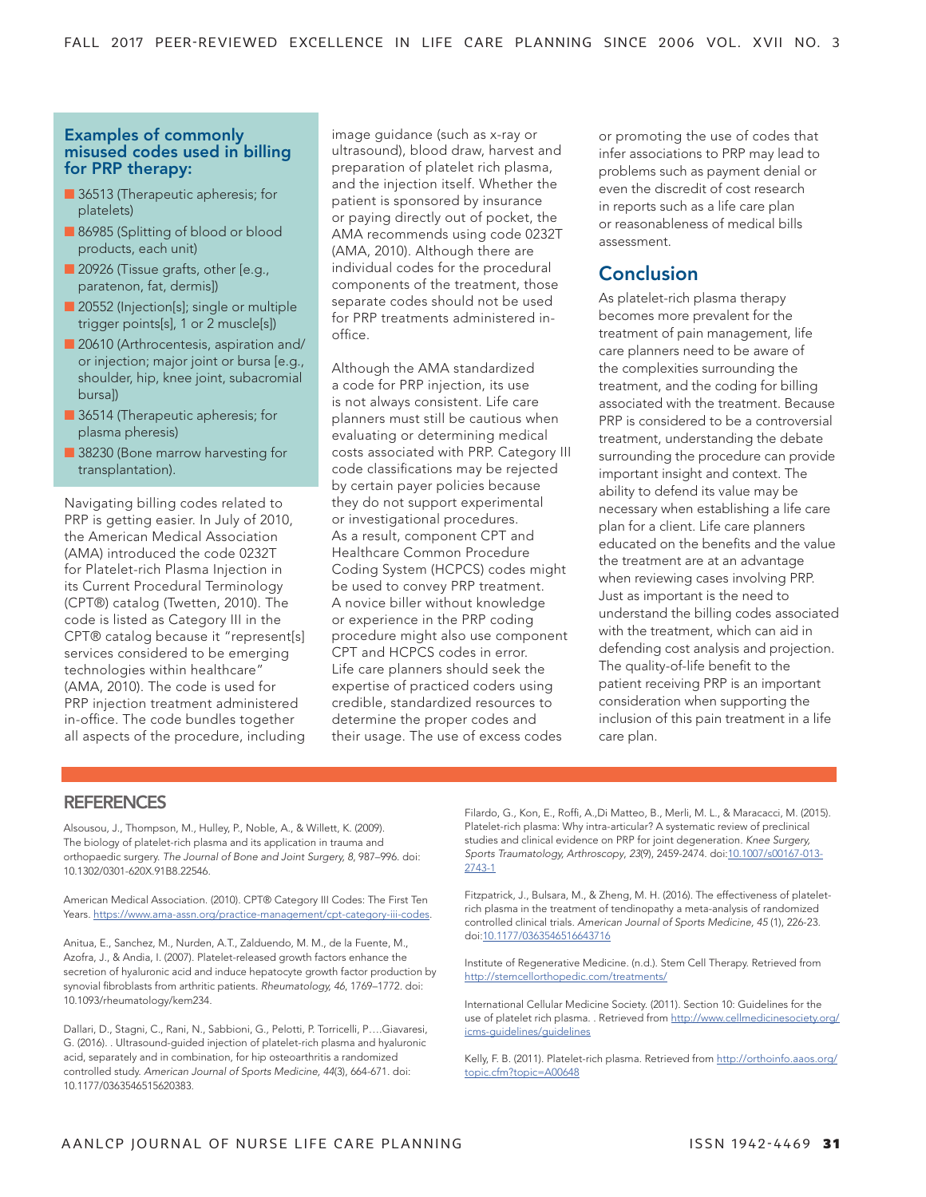### Examples of commonly misused codes used in billing for PRP therapy:

- 36513 (Therapeutic apheresis; for platelets)
- 86985 (Splitting of blood or blood products, each unit)
- 20926 (Tissue grafts, other [e.g., paratenon, fat, dermis])
- 20552 (Injection[s]; single or multiple trigger points[s], 1 or 2 muscle[s])
- 20610 (Arthrocentesis, aspiration and/or injection; major joint or bursa [e.g., shoulder, hip, knee joint, subacromial bursa])
- 36514 (Therapeutic apheresis; for plasma pheresis)
- 38230 (Bone marrow harvesting for transplantation).

Navigating billing codes related to PRP is getting easier. In July of 2010, the American Medical Association (AMA) introduced the code 0232T for Platelet-rich Plasma Injection in its Current Procedural Terminology (CPT®) catalog (Twetten, 2010). The code is listed as Category III in the CPT® catalog because it "represent[s] services considered to be emerging technologies within healthcare" (AMA, 2010). The code is used for PRP injection treatment administered in-office. The code bundles together all aspects of the procedure, including image guidance (such as x-ray or ultrasound), blood draw, harvest and preparation of platelet rich plasma, and the injection itself. Whether the patient is sponsored by insurance or paying directly out of pocket, the AMA recommends using code 0232T (AMA, 2010). Although there are individual codes for the procedural components of the treatment, those separate codes should not be used for PRP treatments administered in-office.

Although the AMA standardized a code for PRP injection, its use is not always consistent. Life care planners must still be cautious when evaluating or determining medical costs associated with PRP. Category III code classifications may be rejected by certain payer policies because they do not support experimental or investigational procedures. As a result, component CPT and Healthcare Common Procedure Coding System (HCPCS) codes might be used to convey PRP treatment. A novice biller without knowledge or experience in the PRP coding procedure might also use component CPT and HCPCS codes in error. Life care planners should seek the expertise of practiced coders using credible, standardized resources to determine the proper codes and their usage. The use of excess codes or promoting the use of codes that infer associations to PRP may lead to problems such as payment denial or even the discredit of cost research in reports such as a life care plan or reasonableness of medical bills assessment.

## Conclusion

As platelet-rich plasma therapy becomes more prevalent for the treatment of pain management, life care planners need to be aware of the complexities surrounding the treatment, and the coding for billing associated with the treatment. Because PRP is considered to be a controversial treatment, understanding the debate surrounding the procedure can provide important insight and context. The ability to defend its value may be necessary when establishing a life care plan for a client. Life care planners educated on the benefits and the value the treatment are at an advantage when reviewing cases involving PRP. Just as important is the need to understand the billing codes associated with the treatment, which can aid in defending cost analysis and projection. The quality-of-life benefit to the patient receiving PRP is an important consideration when supporting the inclusion of this pain treatment in a life care plan.

## REFERENCES

Alsousou, J., Thompson, M., Hulley, P., Noble, A., & Willett, K. (2009). The biology of platelet-rich plasma and its application in trauma and orthopaedic surgery. *The Journal of Bone and Joint Surgery, 8*, 987–996. doi: 10.1302/0301-620X.91B8.22546.

American Medical Association. (2010). CPT® Category III Codes: The First Ten Years. https://www.ama-assn.org/practice-management/cpt-category-iii-codes.

Anitua, E., Sanchez, M., Nurden, A.T., Zalduendo, M. M., de la Fuente, M., Azofra, J., & Andia, I. (2007). Platelet-released growth factors enhance the secretion of hyaluronic acid and induce hepatocyte growth factor production by synovial fibroblasts from arthritic patients. *Rheumatology, 46*, 1769–1772. doi: 10.1093/rheumatology/kem234.

Dallari, D., Stagni, C., Rani, N., Sabbioni, G., Pelotti, P. Torricelli, P….Giavaresi, G. (2016). . Ultrasound-guided injection of platelet-rich plasma and hyaluronic acid, separately and in combination, for hip osteoarthritis a randomized controlled study. *American Journal of Sports Medicine, 44*(3), 664-671. doi: 10.1177/0363546515620383.

Filardo, G., Kon, E., Roffi, A.,Di Matteo, B., Merli, M. L., & Maracacci, M. (2015). Platelet-rich plasma: Why intra-articular? A systematic review of preclinical studies and clinical evidence on PRP for joint degeneration. *Knee Surgery, Sports Traumatology, Arthroscopy, 23*(9), 2459-2474. doi:10.1007/s00167-013-2743-1

Fitzpatrick, J., Bulsara, M., & Zheng, M. H. (2016). The effectiveness of platelet-rich plasma in the treatment of tendinopathy a meta-analysis of randomized controlled clinical trials. *American Journal of Sports Medicine, 45* (1), 226-23. doi:10.1177/0363546516643716

Institute of Regenerative Medicine. (n.d.). Stem Cell Therapy. Retrieved from http://stemcellorthopedic.com/treatments/

International Cellular Medicine Society. (2011). Section 10: Guidelines for the use of platelet rich plasma. . Retrieved from http://www.cellmedicinesociety.org/icms-guidelines/guidelines

Kelly, F. B. (2011). Platelet-rich plasma. Retrieved from http://orthoinfo.aaos.org/topic.cfm?topic=A00648